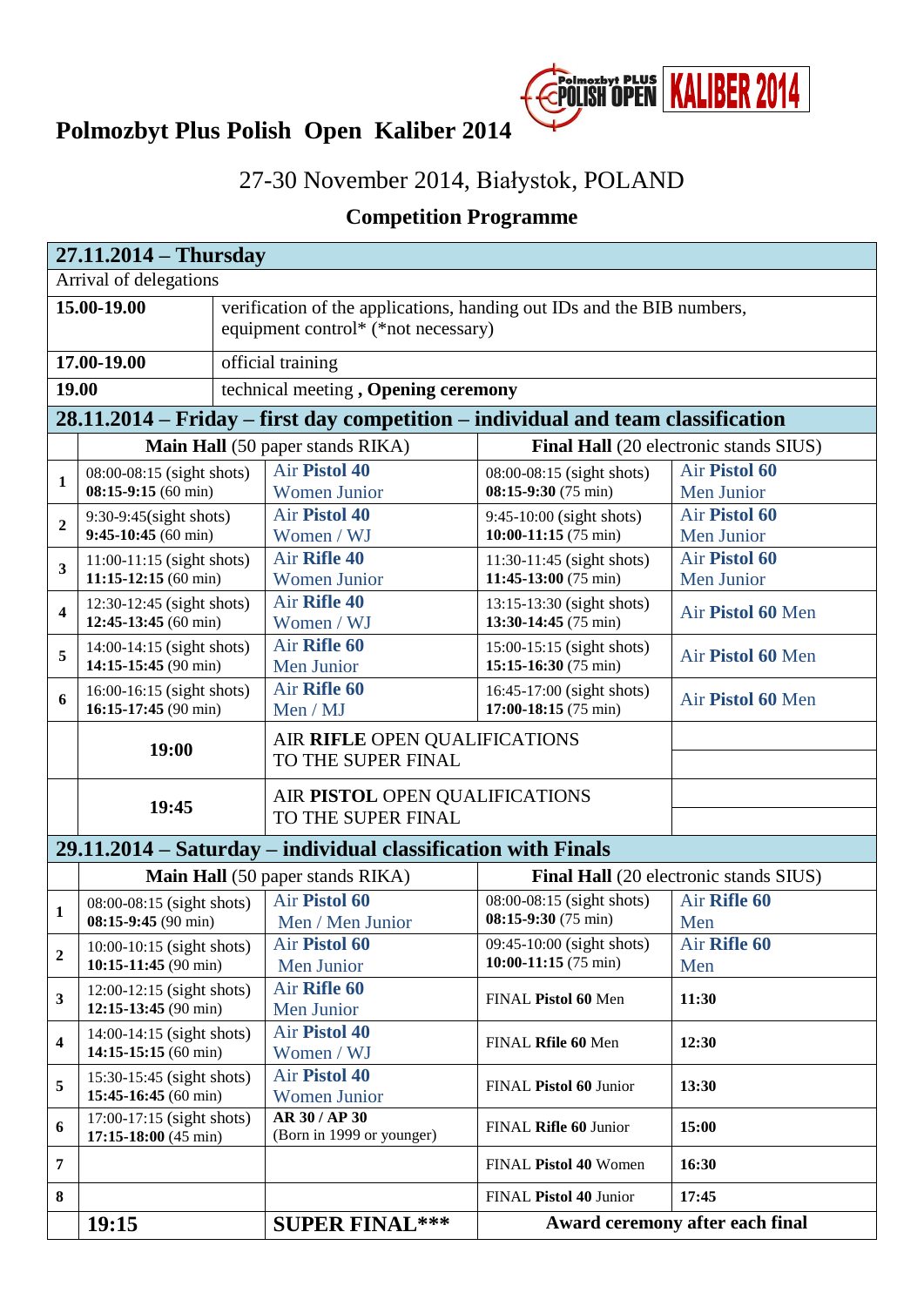# Polmozbyt Plus Polish Open Kaliber 2014

27-30 November 2014, Białystok, POLAND

## Competition Programme

| **27.11.2014 – Thursday** | | | | |
|---|---|---|---|---|
| Arrival of delegations | | | | |
| **15.00-19.00** | verification of the applications, handing out IDs and the BIB numbers, equipment control* (*not necessary) | | | |
| **17.00-19.00** | official training | | | |
| **19.00** | technical meeting , **Opening ceremony** | | | |

| **28.11.2014 – Friday – first day competition – individual and team classification** | | | | |
|---|---|---|---|---|
| | **Main Hall** (50 paper stands RIKA) | | **Final Hall** (20 electronic stands SIUS) | |
| 1 | 08:00-08:15 (sight shots) **08:15-9:15** (60 min) | Air **Pistol 40** Women Junior | 08:00-08:15 (sight shots) **08:15-9:30** (75 min) | Air **Pistol 60** Men Junior |
| 2 | 9:30-9:45(sight shots) **9:45-10:45** (60 min) | Air **Pistol 40** Women / WJ | 9:45-10:00 (sight shots) **10:00-11:15** (75 min) | Air **Pistol 60** Men Junior |
| 3 | 11:00-11:15 (sight shots) **11:15-12:15** (60 min) | Air **Rifle 40** Women Junior | 11:30-11:45 (sight shots) **11:45-13:00** (75 min) | Air **Pistol 60** Men Junior |
| 4 | 12:30-12:45 (sight shots) **12:45-13:45** (60 min) | Air **Rifle 40** Women / WJ | 13:15-13:30 (sight shots) **13:30-14:45** (75 min) | Air **Pistol 60** Men |
| 5 | 14:00-14:15 (sight shots) **14:15-15:45** (90 min) | Air **Rifle 60** Men Junior | 15:00-15:15 (sight shots) **15:15-16:30** (75 min) | Air **Pistol 60** Men |
| 6 | 16:00-16:15 (sight shots) **16:15-17:45** (90 min) | Air **Rifle 60** Men / MJ | 16:45-17:00 (sight shots) **17:00-18:15** (75 min) | Air **Pistol 60** Men |
| | **19:00** | AIR **RIFLE** OPEN QUALIFICATIONS TO THE SUPER FINAL | | |
| | **19:45** | AIR **PISTOL** OPEN QUALIFICATIONS TO THE SUPER FINAL | | |

| **29.11.2014 – Saturday – individual classification with Finals** | | | | |
|---|---|---|---|---|
| | **Main Hall** (50 paper stands RIKA) | | **Final Hall** (20 electronic stands SIUS) | |
| 1 | 08:00-08:15 (sight shots) **08:15-9:45** (90 min) | Air **Pistol 60** Men / Men Junior | 08:00-08:15 (sight shots) **08:15-9:30** (75 min) | Air **Rifle 60** Men |
| 2 | 10:00-10:15 (sight shots) **10:15-11:45** (90 min) | Air **Pistol 60** Men Junior | 09:45-10:00 (sight shots) **10:00-11:15** (75 min) | Air **Rifle 60** Men |
| 3 | 12:00-12:15 (sight shots) **12:15-13:45** (90 min) | Air **Rifle 60** Men Junior | FINAL **Pistol 60** Men | **11:30** |
| 4 | 14:00-14:15 (sight shots) **14:15-15:15** (60 min) | Air **Pistol 40** Women / WJ | FINAL **Rfile 60** Men | **12:30** |
| 5 | 15:30-15:45 (sight shots) **15:45-16:45** (60 min) | Air **Pistol 40** Women Junior | FINAL **Pistol 60** Junior | **13:30** |
| 6 | 17:00-17:15 (sight shots) **17:15-18:00** (45 min) | **AR 30 / AP 30** (Born in 1999 or younger) | FINAL **Rifle 60** Junior | **15:00** |
| 7 | | | FINAL **Pistol 40** Women | **16:30** |
| 8 | | | FINAL **Pistol 40** Junior | **17:45** |
| | **19:15** | **SUPER FINAL*** ** | **Award ceremony after each final** | |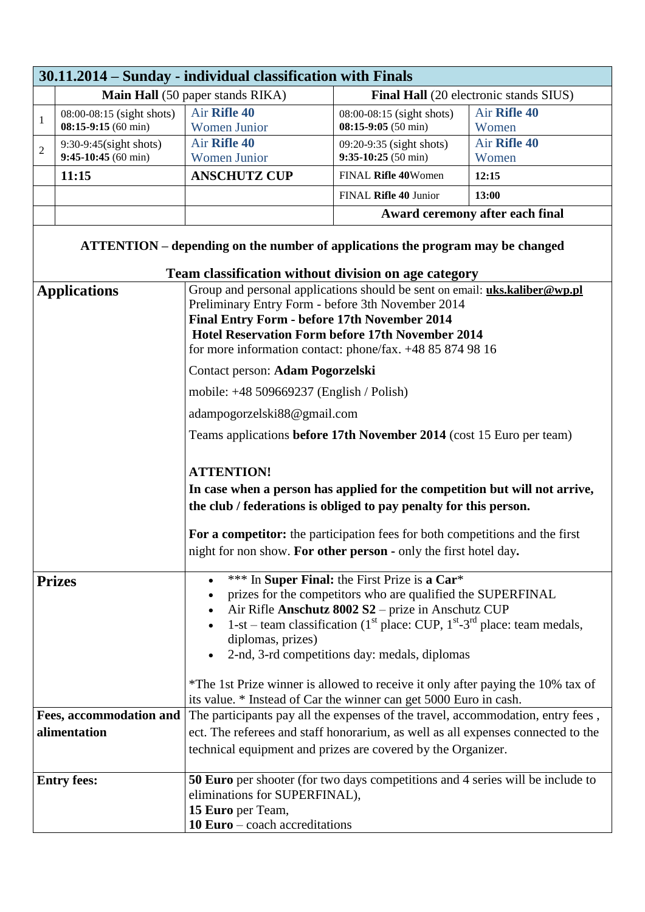| 30.11.2014 – Sunday - individual classification with Finals | | | | |
|---|---|---|---|---|
| | **Main Hall** (50 paper stands RIKA) | | **Final Hall** (20 electronic stands SIUS) | |
| 1 | 08:00-08:15 (sight shots) **08:15-9:15** (60 min) | Air **Rifle 40** Women Junior | 08:00-08:15 (sight shots) **08:15-9:05** (50 min) | Air **Rifle 40** Women |
| 2 | 9:30-9:45(sight shots) **9:45-10:45** (60 min) | Air **Rifle 40** Women Junior | 09:20-9:35 (sight shots) **9:35-10:25** (50 min) | Air **Rifle 40** Women |
| | **11:15** | **ANSCHUTZ CUP** | FINAL **Rifle 40**Women | **12:15** |
| | | | FINAL **Rifle 40** Junior | **13:00** |
| | | | **Award ceremony after each final** | |

**ATTENTION – depending on the number of applications the program may be changed**

**Team classification without division on age category**

| | |
|---|---|
| **Applications** | Group and personal applications should be sent on email: **uks.kaliber@wp.pl**<br>Preliminary Entry Form - before 3th November 2014<br>**Final Entry Form - before 17th November 2014**<br>**Hotel Reservation Form before 17th November 2014**<br>for more information contact: phone/fax. +48 85 874 98 16<br><br>Contact person: **Adam Pogorzelski**<br><br>mobile: +48 509669237 (English / Polish)<br><br>adampogorzelski88@gmail.com<br><br>Teams applications **before 17th November 2014** (cost 15 Euro per team)<br><br>**ATTENTION!**<br>**In case when a person has applied for the competition but will not arrive, the club / federations is obliged to pay penalty for this person.**<br><br>**For a competitor:** the participation fees for both competitions and the first night for non show. **For other person** - only the first hotel day**.** |
| **Prizes** | • *** In **Super Final:** the First Prize is **a Car***<br>• prizes for the competitors who are qualified the SUPERFINAL<br>• Air Rifle **Anschutz 8002 S2** – prize in Anschutz CUP<br>• 1-st – team classification (1st place: CUP, 1st-3rd place: team medals, diplomas, prizes)<br>• 2-nd, 3-rd competitions day: medals, diplomas<br><br>*The 1st Prize winner is allowed to receive it only after paying the 10% tax of its value. * Instead of Car the winner can get 5000 Euro in cash. |
| **Fees, accommodation and alimentation** | The participants pay all the expenses of the travel, accommodation, entry fees , ect. The referees and staff honorarium, as well as all expenses connected to the technical equipment and prizes are covered by the Organizer. |
| **Entry fees:** | **50 Euro** per shooter (for two days competitions and 4 series will be include to eliminations for SUPERFINAL),<br>**15 Euro** per Team,<br>**10 Euro** – coach accreditations |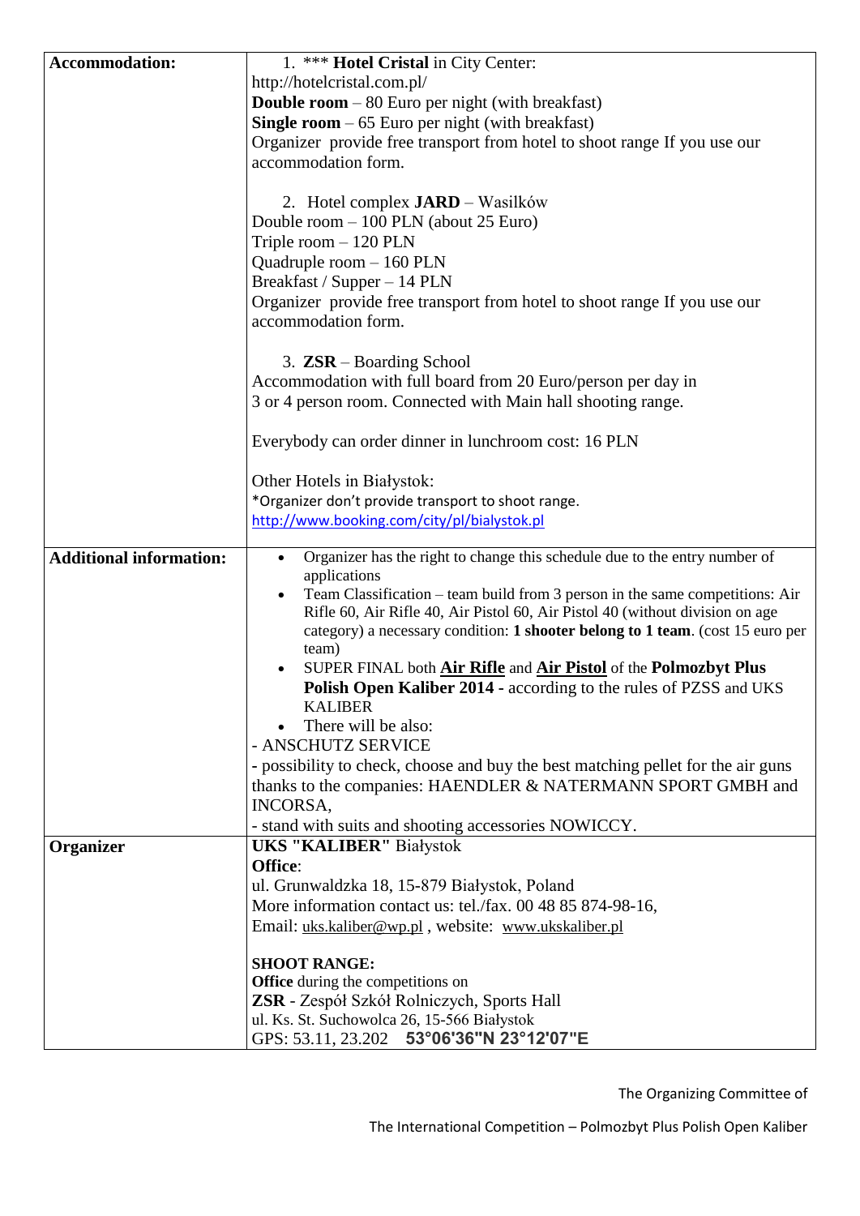| | |
|---|---|
| **Accommodation:** | 1. *** **Hotel Cristal** in City Center:<br>http://hotelcristal.com.pl/<br>**Double room** – 80 Euro per night (with breakfast)<br>**Single room** – 65 Euro per night (with breakfast)<br>Organizer provide free transport from hotel to shoot range If you use our accommodation form.<br><br>2. Hotel complex **JARD** – Wasilków<br>Double room – 100 PLN (about 25 Euro)<br>Triple room – 120 PLN<br>Quadruple room – 160 PLN<br>Breakfast / Supper – 14 PLN<br>Organizer provide free transport from hotel to shoot range If you use our accommodation form.<br><br>3. **ZSR** – Boarding School<br>Accommodation with full board from 20 Euro/person per day in 3 or 4 person room. Connected with Main hall shooting range.<br><br>Everybody can order dinner in lunchroom cost: 16 PLN<br><br>Other Hotels in Białystok:<br>*Organizer don't provide transport to shoot range.<br>http://www.booking.com/city/pl/bialystok.pl |
| **Additional information:** | • Organizer has the right to change this schedule due to the entry number of applications<br>• Team Classification – team build from 3 person in the same competitions: Air Rifle 60, Air Rifle 40, Air Pistol 60, Air Pistol 40 (without division on age category) a necessary condition: **1 shooter belong to 1 team**. (cost 15 euro per team)<br>• SUPER FINAL both **Air Rifle** and **Air Pistol** of the **Polmozbyt Plus Polish Open Kaliber 2014 -** according to the rules of PZSS and UKS KALIBER<br>• There will be also:<br>- ANSCHUTZ SERVICE<br>- possibility to check, choose and buy the best matching pellet for the air guns thanks to the companies: HAENDLER & NATERMANN SPORT GMBH and INCORSA,<br>- stand with suits and shooting accessories NOWICCY. |
| **Organizer** | **UKS "KALIBER"** Białystok<br>**Office**:<br>ul. Grunwaldzka 18, 15-879 Białystok, Poland<br>More information contact us: tel./fax. 00 48 85 874-98-16,<br>Email: uks.kaliber@wp.pl , website: www.ukskaliber.pl<br><br>**SHOOT RANGE:**<br>**Office** during the competitions on<br>**ZSR** - Zespół Szkół Rolniczych, Sports Hall<br>ul. Ks. St. Suchowolca 26, 15-566 Białystok<br>GPS: 53.11, 23.202 **53°06'36"N 23°12'07"E** |

The Organizing Committee of

The International Competition – Polmozbyt Plus Polish Open Kaliber